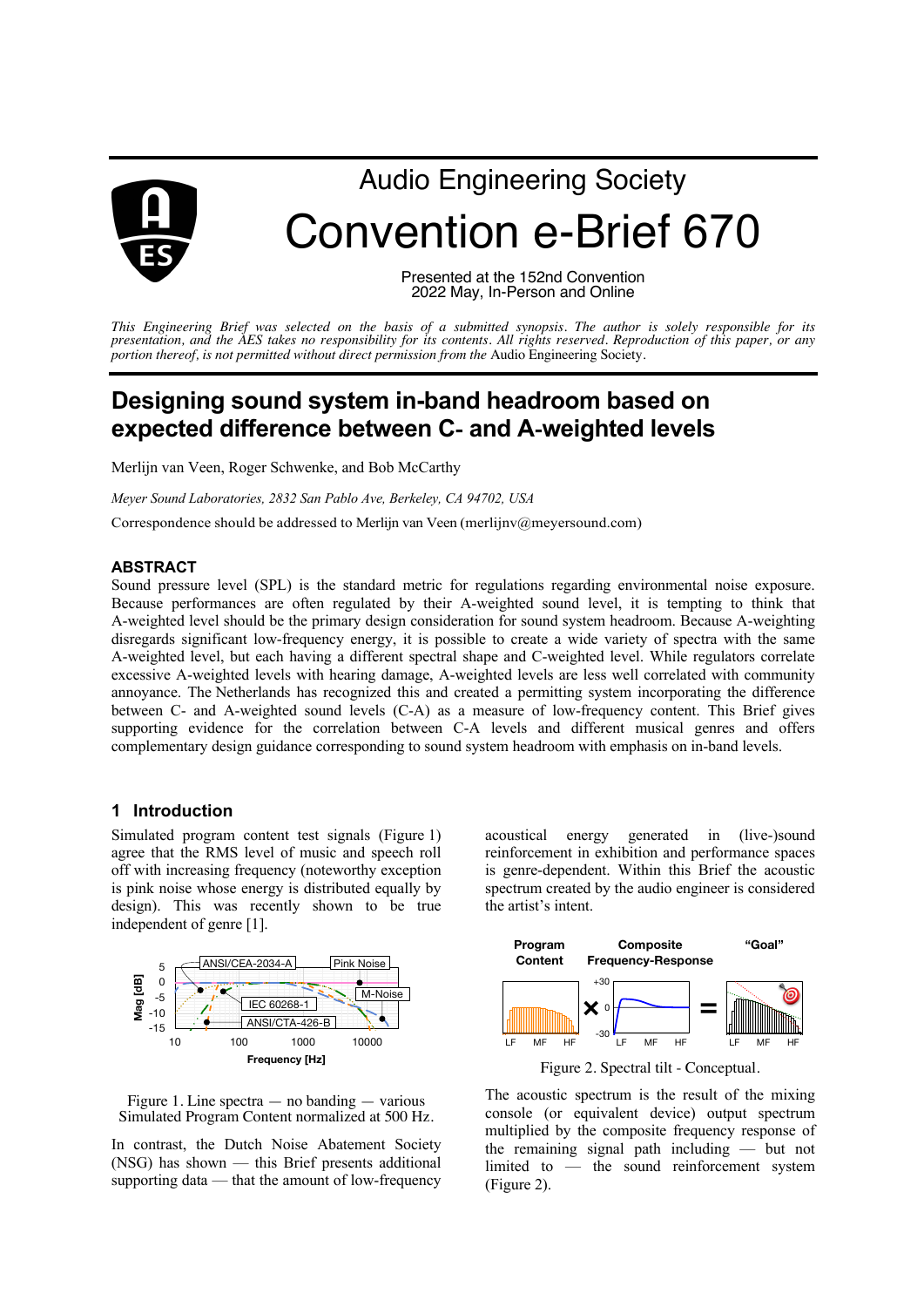Audio Engineering Society

# Convention e-Brief 670

Presented at the 152nd Convention
2022 May, In-Person and Online

*This Engineering Brief was selected on the basis of a submitted synopsis. The author is solely responsible for its presentation, and the AES takes no responsibility for its contents. All rights reserved. Reproduction of this paper, or any portion thereof, is not permitted without direct permission from the* Audio Engineering Society.

# Designing sound system in-band headroom based on expected difference between C- and A-weighted levels

Merlijn van Veen, Roger Schwenke, and Bob McCarthy

*Meyer Sound Laboratories, 2832 San Pablo Ave, Berkeley, CA 94702, USA*

Correspondence should be addressed to Merlijn van Veen (merlijnv@meyersound.com)

## ABSTRACT

Sound pressure level (SPL) is the standard metric for regulations regarding environmental noise exposure. Because performances are often regulated by their A-weighted sound level, it is tempting to think that A-weighted level should be the primary design consideration for sound system headroom. Because A-weighting disregards significant low-frequency energy, it is possible to create a wide variety of spectra with the same A-weighted level, but each having a different spectral shape and C-weighted level. While regulators correlate excessive A-weighted levels with hearing damage, A-weighted levels are less well correlated with community annoyance. The Netherlands has recognized this and created a permitting system incorporating the difference between C- and A-weighted sound levels (C-A) as a measure of low-frequency content. This Brief gives supporting evidence for the correlation between C-A levels and different musical genres and offers complementary design guidance corresponding to sound system headroom with emphasis on in-band levels.

## 1 Introduction

Simulated program content test signals (Figure 1) agree that the RMS level of music and speech roll off with increasing frequency (noteworthy exception is pink noise whose energy is distributed equally by design). This was recently shown to be true independent of genre [1].

Figure 1. Line spectra — no banding — various Simulated Program Content normalized at 500 Hz.

In contrast, the Dutch Noise Abatement Society (NSG) has shown — this Brief presents additional supporting data — that the amount of low-frequency acoustical energy generated in (live-)sound reinforcement in exhibition and performance spaces is genre-dependent. Within this Brief the acoustic spectrum created by the audio engineer is considered the artist's intent.

Figure 2. Spectral tilt - Conceptual.

The acoustic spectrum is the result of the mixing console (or equivalent device) output spectrum multiplied by the composite frequency response of the remaining signal path including — but not limited to — the sound reinforcement system (Figure 2).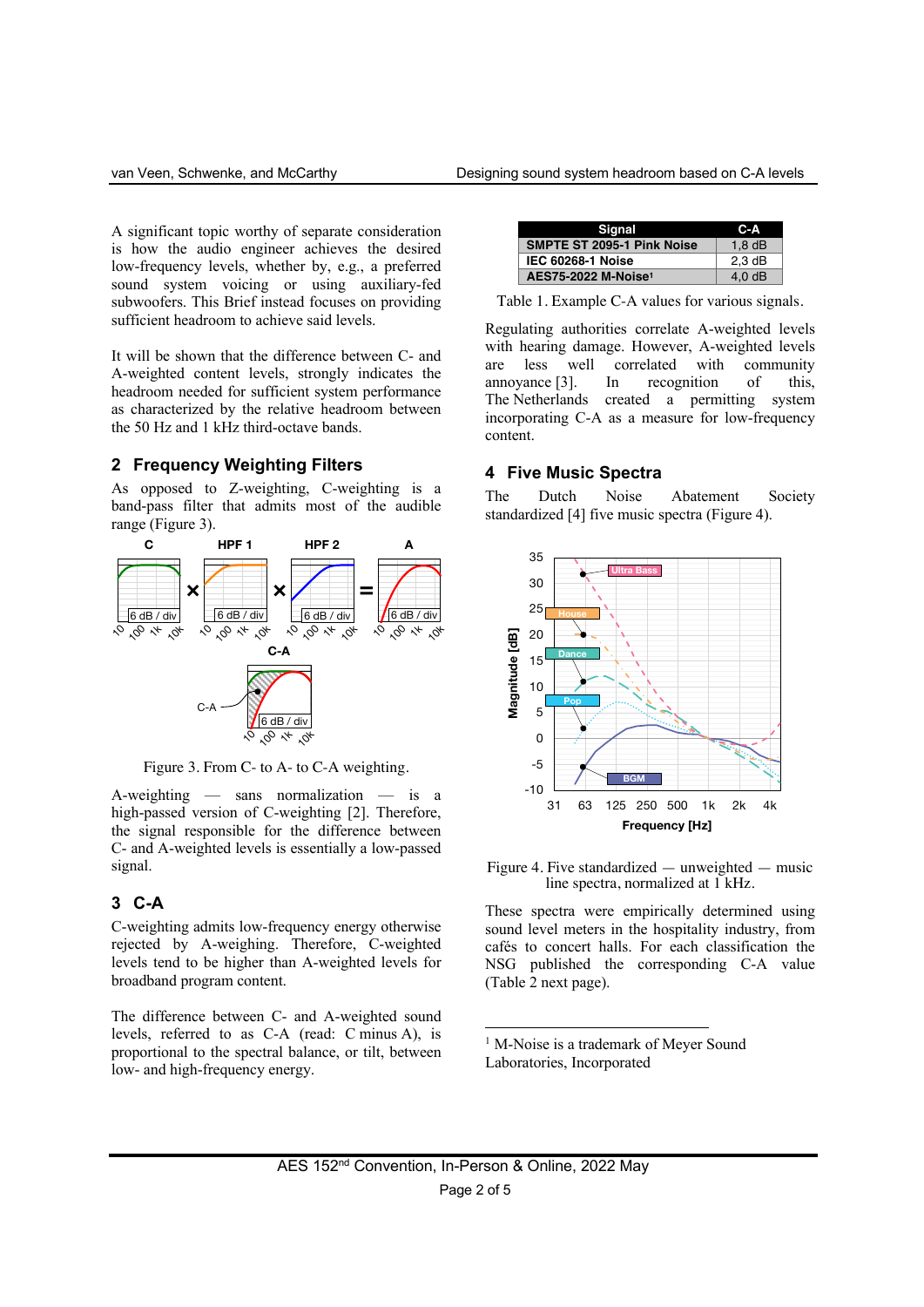A significant topic worthy of separate consideration is how the audio engineer achieves the desired low-frequency levels, whether by, e.g., a preferred sound system voicing or using auxiliary-fed subwoofers. This Brief instead focuses on providing sufficient headroom to achieve said levels.

It will be shown that the difference between C- and A-weighted content levels, strongly indicates the headroom needed for sufficient system performance as characterized by the relative headroom between the 50 Hz and 1 kHz third-octave bands.

## 2 Frequency Weighting Filters

As opposed to Z-weighting, C-weighting is a band-pass filter that admits most of the audible range (Figure 3).

Figure 3. From C- to A- to C-A weighting.

A-weighting — sans normalization — is a high-passed version of C-weighting [2]. Therefore, the signal responsible for the difference between C- and A-weighted levels is essentially a low-passed signal.

## 3 C-A

C-weighting admits low-frequency energy otherwise rejected by A-weighing. Therefore, C-weighted levels tend to be higher than A-weighted levels for broadband program content.

The difference between C- and A-weighted sound levels, referred to as C-A (read: C minus A), is proportional to the spectral balance, or tilt, between low- and high-frequency energy.

| Signal | C-A |
|---|---|
| SMPTE ST 2095-1 Pink Noise | 1,8 dB |
| IEC 60268-1 Noise | 2,3 dB |
| AES75-2022 M-Noise[1] | 4,0 dB |

Table 1. Example C-A values for various signals.

Regulating authorities correlate A-weighted levels with hearing damage. However, A-weighted levels are less well correlated with community annoyance [3]. In recognition of this, The Netherlands created a permitting system incorporating C-A as a measure for low-frequency content.

## 4 Five Music Spectra

The Dutch Noise Abatement Society standardized [4] five music spectra (Figure 4).

Figure 4. Five standardized — unweighted — music line spectra, normalized at 1 kHz.

These spectra were empirically determined using sound level meters in the hospitality industry, from cafés to concert halls. For each classification the NSG published the corresponding C-A value (Table 2 next page).

[1] M-Noise is a trademark of Meyer Sound Laboratories, Incorporated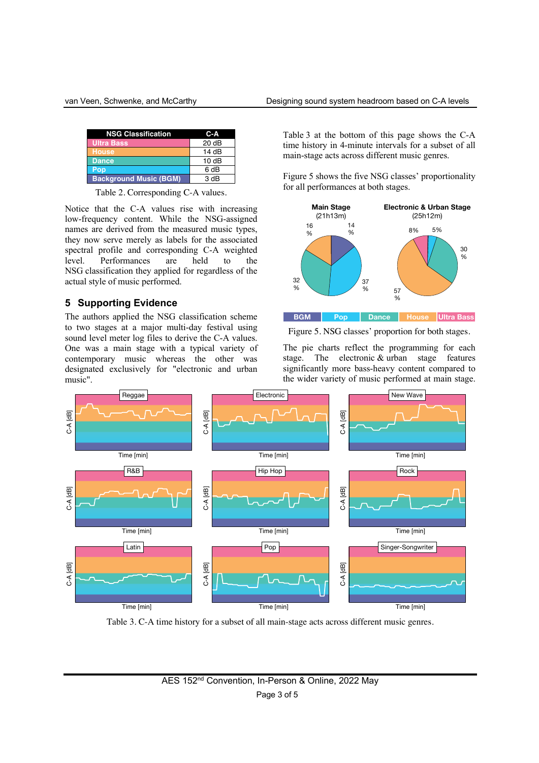| NSG Classification | C-A |
|---|---|
| Ultra Bass | 20 dB |
| House | 14 dB |
| Dance | 10 dB |
| Pop | 6 dB |
| Background Music (BGM) | 3 dB |

Table 2. Corresponding C-A values.

Notice that the C-A values rise with increasing low-frequency content. While the NSG-assigned names are derived from the measured music types, they now serve merely as labels for the associated spectral profile and corresponding C-A weighted level. Performances are held to the NSG classification they applied for regardless of the actual style of music performed.

## 5 Supporting Evidence

The authors applied the NSG classification scheme to two stages at a major multi-day festival using sound level meter log files to derive the C-A values. One was a main stage with a typical variety of contemporary music whereas the other was designated exclusively for "electronic and urban music".

Table 3 at the bottom of this page shows the C-A time history in 4-minute intervals for a subset of all main-stage acts across different music genres.

Figure 5 shows the five NSG classes' proportionality for all performances at both stages.

Figure 5. NSG classes' proportion for both stages.

The pie charts reflect the programming for each stage. The electronic & urban stage features significantly more bass-heavy content compared to the wider variety of music performed at main stage.

Table 3. C-A time history for a subset of all main-stage acts across different music genres.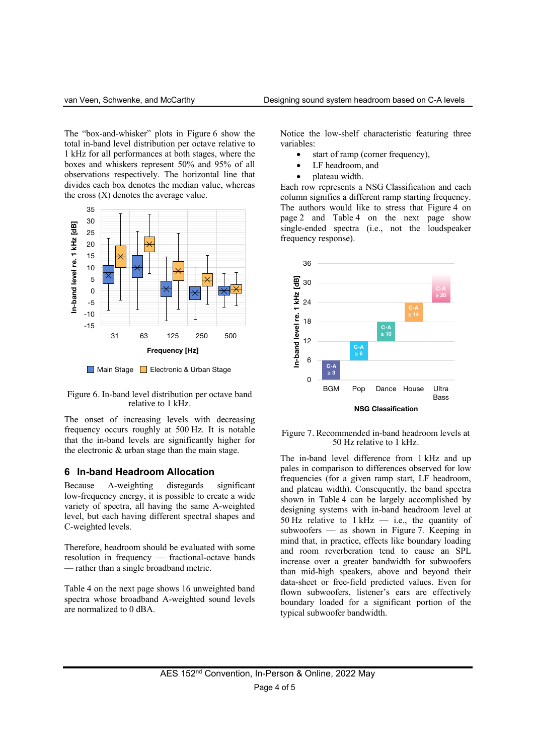The "box-and-whisker" plots in Figure 6 show the total in-band level distribution per octave relative to 1 kHz for all performances at both stages, where the boxes and whiskers represent 50% and 95% of all observations respectively. The horizontal line that divides each box denotes the median value, whereas the cross (X) denotes the average value.

Figure 6. In-band level distribution per octave band relative to 1 kHz.

The onset of increasing levels with decreasing frequency occurs roughly at 500 Hz. It is notable that the in-band levels are significantly higher for the electronic & urban stage than the main stage.

## 6 In-band Headroom Allocation

Because A-weighting disregards significant low-frequency energy, it is possible to create a wide variety of spectra, all having the same A-weighted level, but each having different spectral shapes and C-weighted levels.

Therefore, headroom should be evaluated with some resolution in frequency — fractional-octave bands — rather than a single broadband metric.

Table 4 on the next page shows 16 unweighted band spectra whose broadband A-weighted sound levels are normalized to 0 dBA.

Notice the low-shelf characteristic featuring three variables:

- start of ramp (corner frequency),
- LF headroom, and
- plateau width.

Each row represents a NSG Classification and each column signifies a different ramp starting frequency. The authors would like to stress that Figure 4 on page 2 and Table 4 on the next page show single-ended spectra (i.e., not the loudspeaker frequency response).

Figure 7. Recommended in-band headroom levels at 50 Hz relative to 1 kHz.

The in-band level difference from 1 kHz and up pales in comparison to differences observed for low frequencies (for a given ramp start, LF headroom, and plateau width). Consequently, the band spectra shown in Table 4 can be largely accomplished by designing systems with in-band headroom level at 50 Hz relative to 1 kHz — i.e., the quantity of subwoofers — as shown in Figure 7. Keeping in mind that, in practice, effects like boundary loading and room reverberation tend to cause an SPL increase over a greater bandwidth for subwoofers than mid-high speakers, above and beyond their data-sheet or free-field predicted values. Even for flown subwoofers, listener's ears are effectively boundary loaded for a significant portion of the typical subwoofer bandwidth.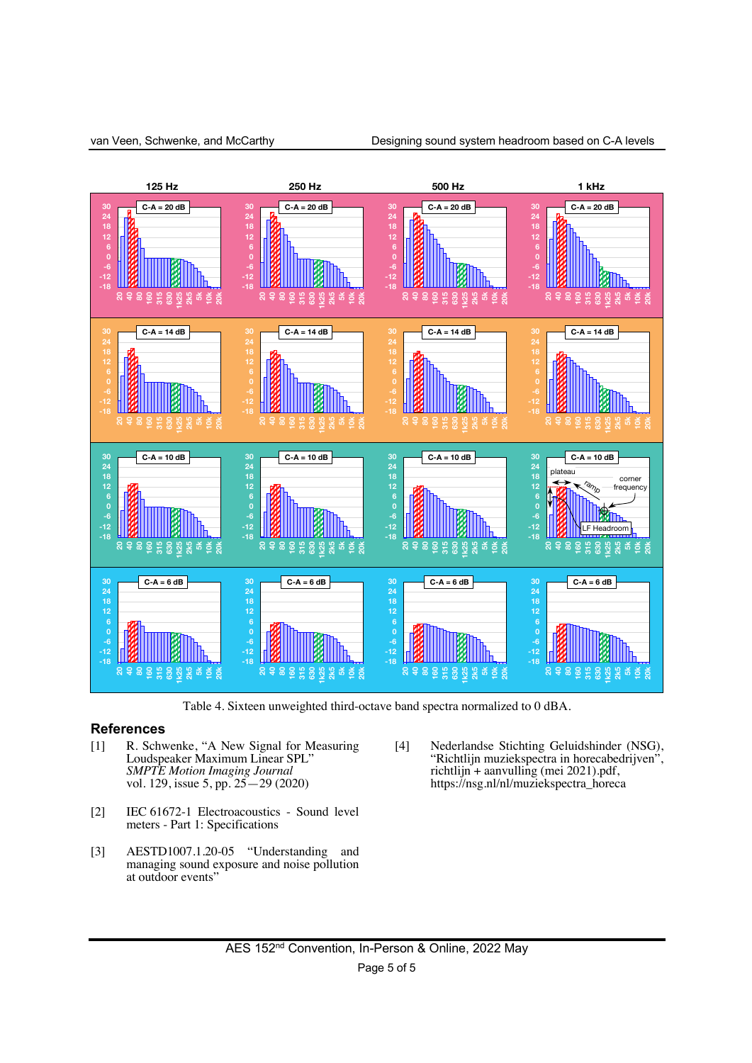125 Hz
250 Hz
500 Hz
1 kHz

C-A = 20 dB
C-A = 14 dB
C-A = 10 dB
C-A = 6 dB

30
24
18
12
6
0
-6
-12
-18

20 40 80 160 315 630 1k25 2k5 5k 10k 20k

plateau
ramp
corner frequency
LF Headroom

Table 4. Sixteen unweighted third-octave band spectra normalized to 0 dBA.

## References

[1] R. Schwenke, "A New Signal for Measuring Loudspeaker Maximum Linear SPL" *SMPTE Motion Imaging Journal* vol. 129, issue 5, pp. 25—29 (2020)

[2] IEC 61672-1 Electroacoustics - Sound level meters - Part 1: Specifications

[3] AESTD1007.1.20-05 "Understanding and managing sound exposure and noise pollution at outdoor events"

[4] Nederlandse Stichting Geluidshinder (NSG), "Richtlijn muziekspectra in horecabedrijven", richtlijn + aanvulling (mei 2021).pdf, https://nsg.nl/nl/muziekspectra_horeca